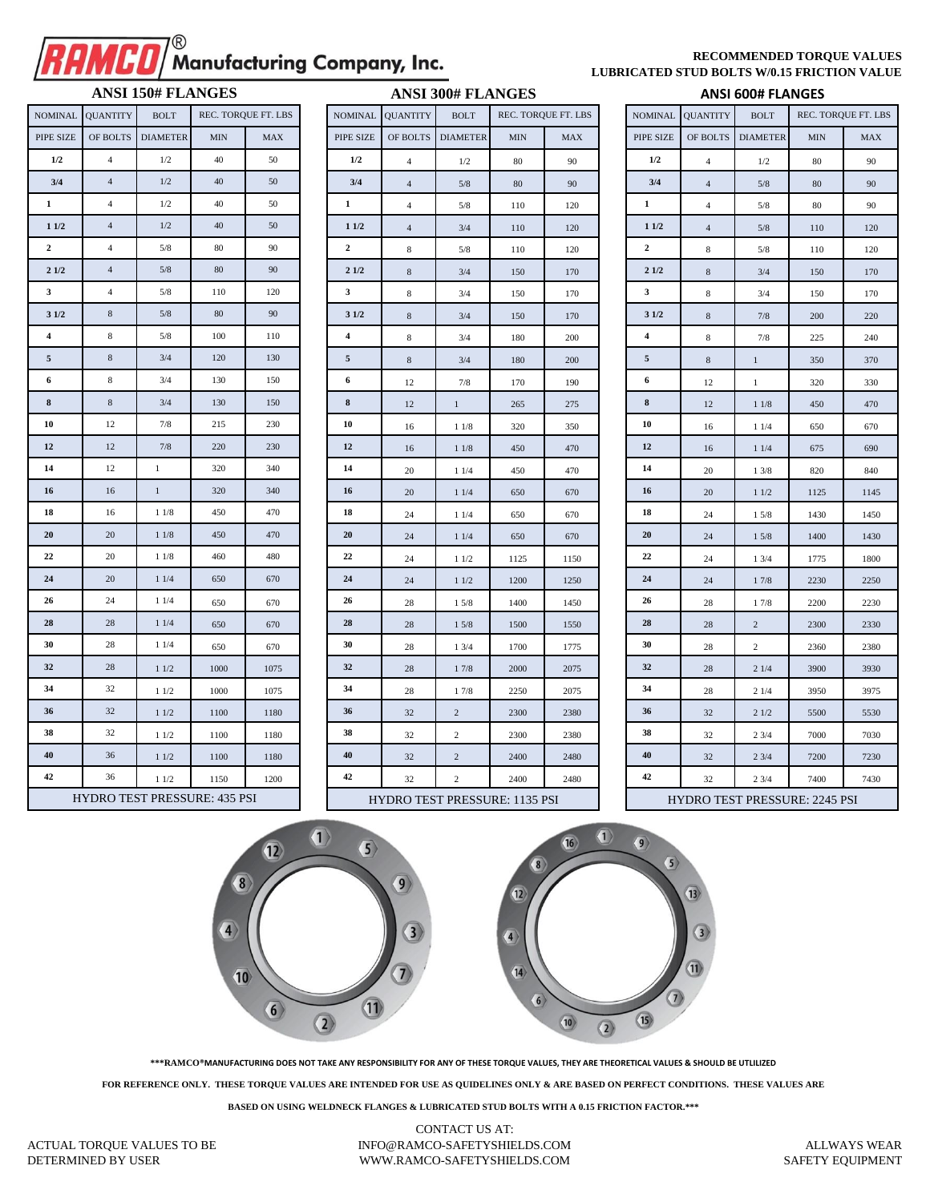# RAMCO® Manufacturing Company, Inc.

**RECOMMENDED TORQUE VALUES**
**LUBRICATED STUD BOLTS W/0.15 FRICTION VALUE**

## ANSI 150# FLANGES

| NOMINAL | QUANTITY | BOLT | REC. TORQUE FT. LBS | |
|---|---|---|---|---|
| PIPE SIZE | OF BOLTS | DIAMETER | MIN | MAX |
| **1/2** | 4 | 1/2 | 40 | 50 |
| **3/4** | 4 | 1/2 | 40 | 50 |
| **1** | 4 | 1/2 | 40 | 50 |
| **1 1/2** | 4 | 1/2 | 40 | 50 |
| **2** | 4 | 5/8 | 80 | 90 |
| **2 1/2** | 4 | 5/8 | 80 | 90 |
| **3** | 4 | 5/8 | 110 | 120 |
| **3 1/2** | 8 | 5/8 | 80 | 90 |
| **4** | 8 | 5/8 | 100 | 110 |
| **5** | 8 | 3/4 | 120 | 130 |
| **6** | 8 | 3/4 | 130 | 150 |
| **8** | 8 | 3/4 | 130 | 150 |
| **10** | 12 | 7/8 | 215 | 230 |
| **12** | 12 | 7/8 | 220 | 230 |
| **14** | 12 | 1 | 320 | 340 |
| **16** | 16 | 1 | 320 | 340 |
| **18** | 16 | 1 1/8 | 450 | 470 |
| **20** | 20 | 1 1/8 | 450 | 470 |
| **22** | 20 | 1 1/8 | 460 | 480 |
| **24** | 20 | 1 1/4 | 650 | 670 |
| **26** | 24 | 1 1/4 | 650 | 670 |
| **28** | 28 | 1 1/4 | 650 | 670 |
| **30** | 28 | 1 1/4 | 650 | 670 |
| **32** | 28 | 1 1/2 | 1000 | 1075 |
| **34** | 32 | 1 1/2 | 1000 | 1075 |
| **36** | 32 | 1 1/2 | 1100 | 1180 |
| **38** | 32 | 1 1/2 | 1100 | 1180 |
| **40** | 36 | 1 1/2 | 1100 | 1180 |
| **42** | 36 | 1 1/2 | 1150 | 1200 |
| HYDRO TEST PRESSURE: 435 PSI | | | | |

## ANSI 300# FLANGES

| NOMINAL | QUANTITY | BOLT | REC. TORQUE FT. LBS | |
|---|---|---|---|---|
| PIPE SIZE | OF BOLTS | DIAMETER | MIN | MAX |
| **1/2** | 4 | 1/2 | 80 | 90 |
| **3/4** | 4 | 5/8 | 80 | 90 |
| **1** | 4 | 5/8 | 110 | 120 |
| **1 1/2** | 4 | 3/4 | 110 | 120 |
| **2** | 8 | 5/8 | 110 | 120 |
| **2 1/2** | 8 | 3/4 | 150 | 170 |
| **3** | 8 | 3/4 | 150 | 170 |
| **3 1/2** | 8 | 3/4 | 150 | 170 |
| **4** | 8 | 3/4 | 180 | 200 |
| **5** | 8 | 3/4 | 180 | 200 |
| **6** | 12 | 7/8 | 170 | 190 |
| **8** | 12 | 1 | 265 | 275 |
| **10** | 16 | 1 1/8 | 320 | 350 |
| **12** | 16 | 1 1/8 | 450 | 470 |
| **14** | 20 | 1 1/4 | 450 | 470 |
| **16** | 20 | 1 1/4 | 650 | 670 |
| **18** | 24 | 1 1/4 | 650 | 670 |
| **20** | 24 | 1 1/4 | 650 | 670 |
| **22** | 24 | 1 1/2 | 1125 | 1150 |
| **24** | 24 | 1 1/2 | 1200 | 1250 |
| **26** | 28 | 1 5/8 | 1400 | 1450 |
| **28** | 28 | 1 5/8 | 1500 | 1550 |
| **30** | 28 | 1 3/4 | 1700 | 1775 |
| **32** | 28 | 1 7/8 | 2000 | 2075 |
| **34** | 28 | 1 7/8 | 2250 | 2075 |
| **36** | 32 | 2 | 2300 | 2380 |
| **38** | 32 | 2 | 2300 | 2380 |
| **40** | 32 | 2 | 2400 | 2480 |
| **42** | 32 | 2 | 2400 | 2480 |
| HYDRO TEST PRESSURE: 1135 PSI | | | | |

## ANSI 600# FLANGES

| NOMINAL | QUANTITY | BOLT | REC. TORQUE FT. LBS | |
|---|---|---|---|---|
| PIPE SIZE | OF BOLTS | DIAMETER | MIN | MAX |
| **1/2** | 4 | 1/2 | 80 | 90 |
| **3/4** | 4 | 5/8 | 80 | 90 |
| **1** | 4 | 5/8 | 80 | 90 |
| **1 1/2** | 4 | 5/8 | 110 | 120 |
| **2** | 8 | 5/8 | 110 | 120 |
| **2 1/2** | 8 | 3/4 | 150 | 170 |
| **3** | 8 | 3/4 | 150 | 170 |
| **3 1/2** | 8 | 7/8 | 200 | 220 |
| **4** | 8 | 7/8 | 225 | 240 |
| **5** | 8 | 1 | 350 | 370 |
| **6** | 12 | 1 | 320 | 330 |
| **8** | 12 | 1 1/8 | 450 | 470 |
| **10** | 16 | 1 1/4 | 650 | 670 |
| **12** | 16 | 1 1/4 | 675 | 690 |
| **14** | 20 | 1 3/8 | 820 | 840 |
| **16** | 20 | 1 1/2 | 1125 | 1145 |
| **18** | 24 | 1 5/8 | 1430 | 1450 |
| **20** | 24 | 1 5/8 | 1400 | 1430 |
| **22** | 24 | 1 3/4 | 1775 | 1800 |
| **24** | 24 | 1 7/8 | 2230 | 2250 |
| **26** | 28 | 1 7/8 | 2200 | 2230 |
| **28** | 28 | 2 | 2300 | 2330 |
| **30** | 28 | 2 | 2360 | 2380 |
| **32** | 28 | 2 1/4 | 3900 | 3930 |
| **34** | 28 | 2 1/4 | 3950 | 3975 |
| **36** | 32 | 2 1/2 | 5500 | 5530 |
| **38** | 32 | 2 3/4 | 7000 | 7030 |
| **40** | 32 | 2 3/4 | 7200 | 7230 |
| **42** | 32 | 2 3/4 | 7400 | 7430 |
| HYDRO TEST PRESSURE: 2245 PSI | | | | |

**\*\*\*RAMCO®MANUFACTURING DOES NOT TAKE ANY RESPONSIBILITY FOR ANY OF THESE TORQUE VALUES, THEY ARE THEORETICAL VALUES & SHOULD BE UTLILIZED**

**FOR REFERENCE ONLY. THESE TORQUE VALUES ARE INTENDED FOR USE AS QUIDELINES ONLY & ARE BASED ON PERFECT CONDITIONS. THESE VALUES ARE**

**BASED ON USING WELDNECK FLANGES & LUBRICATED STUD BOLTS WITH A 0.15 FRICTION FACTOR.\*\*\***

ACTUAL TORQUE VALUES TO BE DETERMINED BY USER

CONTACT US AT:
INFO@RAMCO-SAFETYSHIELDS.COM
WWW.RAMCO-SAFETYSHIELDS.COM

ALLWAYS WEAR SAFETY EQUIPMENT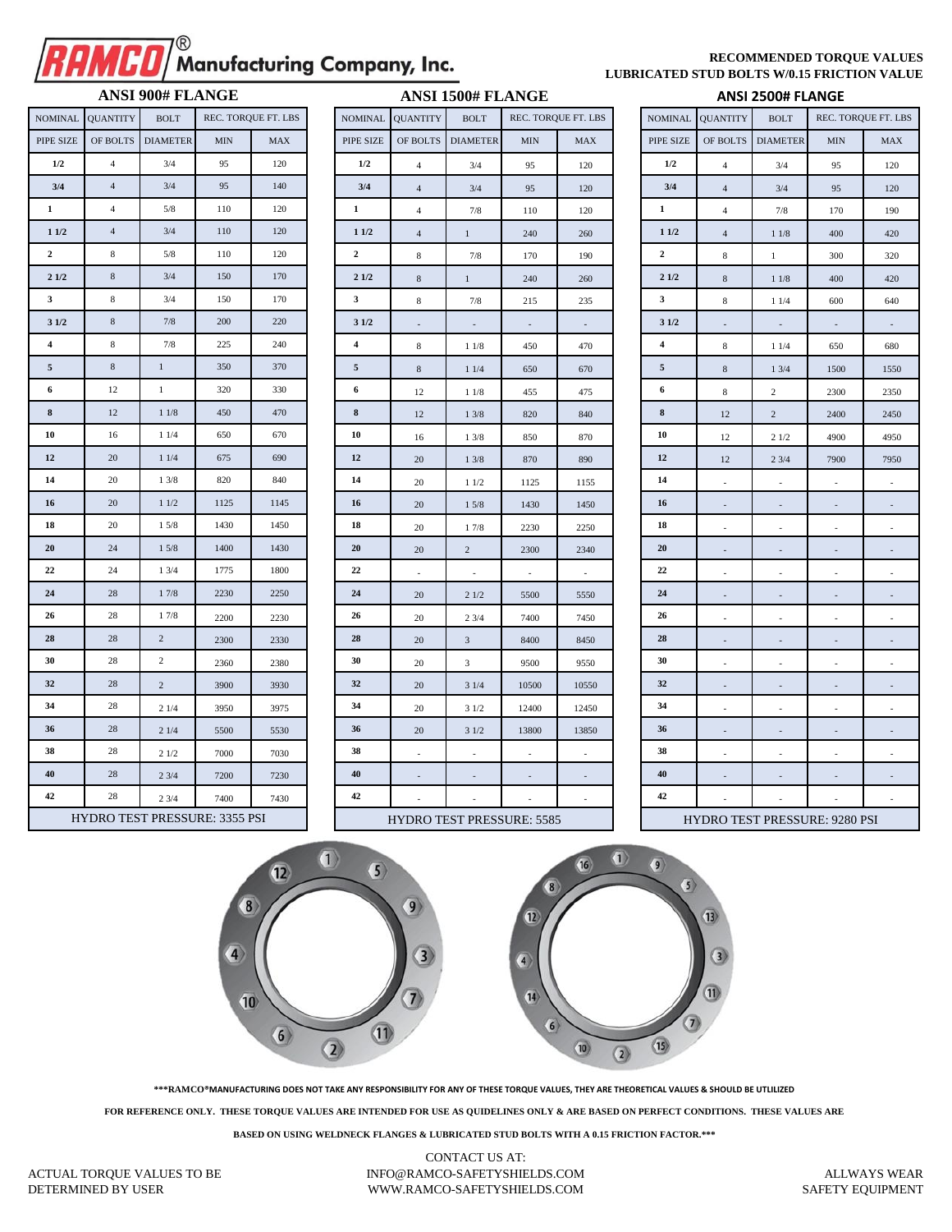# RAMCO® Manufacturing Company, Inc.

**RECOMMENDED TORQUE VALUES**
**LUBRICATED STUD BOLTS W/0.15 FRICTION VALUE**

## ANSI 900# FLANGE

| NOMINAL | QUANTITY | BOLT | REC. TORQUE FT. LBS | |
|---|---|---|---|---|
| PIPE SIZE | OF BOLTS | DIAMETER | MIN | MAX |
| **1/2** | 4 | 3/4 | 95 | 120 |
| **3/4** | 4 | 3/4 | 95 | 140 |
| **1** | 4 | 5/8 | 110 | 120 |
| **1 1/2** | 4 | 3/4 | 110 | 120 |
| **2** | 8 | 5/8 | 110 | 120 |
| **2 1/2** | 8 | 3/4 | 150 | 170 |
| **3** | 8 | 3/4 | 150 | 170 |
| **3 1/2** | 8 | 7/8 | 200 | 220 |
| **4** | 8 | 7/8 | 225 | 240 |
| **5** | 8 | 1 | 350 | 370 |
| **6** | 12 | 1 | 320 | 330 |
| **8** | 12 | 1 1/8 | 450 | 470 |
| **10** | 16 | 1 1/4 | 650 | 670 |
| **12** | 20 | 1 1/4 | 675 | 690 |
| **14** | 20 | 1 3/8 | 820 | 840 |
| **16** | 20 | 1 1/2 | 1125 | 1145 |
| **18** | 20 | 1 5/8 | 1430 | 1450 |
| **20** | 24 | 1 5/8 | 1400 | 1430 |
| **22** | 24 | 1 3/4 | 1775 | 1800 |
| **24** | 28 | 1 7/8 | 2230 | 2250 |
| **26** | 28 | 1 7/8 | 2200 | 2230 |
| **28** | 28 | 2 | 2300 | 2330 |
| **30** | 28 | 2 | 2360 | 2380 |
| **32** | 28 | 2 | 3900 | 3930 |
| **34** | 28 | 2 1/4 | 3950 | 3975 |
| **36** | 28 | 2 1/4 | 5500 | 5530 |
| **38** | 28 | 2 1/2 | 7000 | 7030 |
| **40** | 28 | 2 3/4 | 7200 | 7230 |
| **42** | 28 | 2 3/4 | 7400 | 7430 |
| HYDRO TEST PRESSURE: 3355 PSI | | | | |

## ANSI 1500# FLANGE

| NOMINAL | QUANTITY | BOLT | REC. TORQUE FT. LBS | |
|---|---|---|---|---|
| PIPE SIZE | OF BOLTS | DIAMETER | MIN | MAX |
| **1/2** | 4 | 3/4 | 95 | 120 |
| **3/4** | 4 | 3/4 | 95 | 120 |
| **1** | 4 | 7/8 | 110 | 120 |
| **1 1/2** | 4 | 1 | 240 | 260 |
| **2** | 8 | 7/8 | 170 | 190 |
| **2 1/2** | 8 | 1 | 240 | 260 |
| **3** | 8 | 7/8 | 215 | 235 |
| **3 1/2** | - | - | - | - |
| **4** | 8 | 1 1/8 | 450 | 470 |
| **5** | 8 | 1 1/4 | 650 | 670 |
| **6** | 12 | 1 1/8 | 455 | 475 |
| **8** | 12 | 1 3/8 | 820 | 840 |
| **10** | 16 | 1 3/8 | 850 | 870 |
| **12** | 20 | 1 3/8 | 870 | 890 |
| **14** | 20 | 1 1/2 | 1125 | 1155 |
| **16** | 20 | 1 5/8 | 1430 | 1450 |
| **18** | 20 | 1 7/8 | 2230 | 2250 |
| **20** | 20 | 2 | 2300 | 2340 |
| **22** | - | - | - | - |
| **24** | 20 | 2 1/2 | 5500 | 5550 |
| **26** | 20 | 2 3/4 | 7400 | 7450 |
| **28** | 20 | 3 | 8400 | 8450 |
| **30** | 20 | 3 | 9500 | 9550 |
| **32** | 20 | 3 1/4 | 10500 | 10550 |
| **34** | 20 | 3 1/2 | 12400 | 12450 |
| **36** | 20 | 3 1/2 | 13800 | 13850 |
| **38** | - | - | - | - |
| **40** | - | - | - | - |
| **42** | - | - | - | - |
| HYDRO TEST PRESSURE: 5585 | | | | |

## ANSI 2500# FLANGE

| NOMINAL | QUANTITY | BOLT | REC. TORQUE FT. LBS | |
|---|---|---|---|---|
| PIPE SIZE | OF BOLTS | DIAMETER | MIN | MAX |
| **1/2** | 4 | 3/4 | 95 | 120 |
| **3/4** | 4 | 3/4 | 95 | 120 |
| **1** | 4 | 7/8 | 170 | 190 |
| **1 1/2** | 4 | 1 1/8 | 400 | 420 |
| **2** | 8 | 1 | 300 | 320 |
| **2 1/2** | 8 | 1 1/8 | 400 | 420 |
| **3** | 8 | 1 1/4 | 600 | 640 |
| **3 1/2** | - | - | - | - |
| **4** | 8 | 1 1/4 | 650 | 680 |
| **5** | 8 | 1 3/4 | 1500 | 1550 |
| **6** | 8 | 2 | 2300 | 2350 |
| **8** | 12 | 2 | 2400 | 2450 |
| **10** | 12 | 2 1/2 | 4900 | 4950 |
| **12** | 12 | 2 3/4 | 7900 | 7950 |
| **14** | - | - | - | - |
| **16** | - | - | - | - |
| **18** | - | - | - | - |
| **20** | - | - | - | - |
| **22** | - | - | - | - |
| **24** | - | - | - | - |
| **26** | - | - | - | - |
| **28** | - | - | - | - |
| **30** | - | - | - | - |
| **32** | - | - | - | - |
| **34** | - | - | - | - |
| **36** | - | - | - | - |
| **38** | - | - | - | - |
| **40** | - | - | - | - |
| **42** | - | - | - | - |
| HYDRO TEST PRESSURE: 9280 PSI | | | | |

12-bolt tightening sequence: 1, 5, 9, 3, 7, 11, 2, 6, 10, 4, 8, 12

16-bolt tightening sequence: 1, 9, 5, 13, 3, 11, 7, 15, 2, 10, 6, 14, 4, 12, 8, 16

**\*\*\*RAMCO®MANUFACTURING DOES NOT TAKE ANY RESPONSIBILITY FOR ANY OF THESE TORQUE VALUES, THEY ARE THEORETICAL VALUES & SHOULD BE UTLIILIZED**

**FOR REFERENCE ONLY. THESE TORQUE VALUES ARE INTENDED FOR USE AS QUIDELINES ONLY & ARE BASED ON PERFECT CONDITIONS. THESE VALUES ARE**

**BASED ON USING WELDNECK FLANGES & LUBRICATED STUD BOLTS WITH A 0.15 FRICTION FACTOR.\*\*\***

ACTUAL TORQUE VALUES TO BE DETERMINED BY USER

CONTACT US AT:
INFO@RAMCO-SAFETYSHIELDS.COM
WWW.RAMCO-SAFETYSHIELDS.COM

ALLWAYS WEAR SAFETY EQUIPMENT